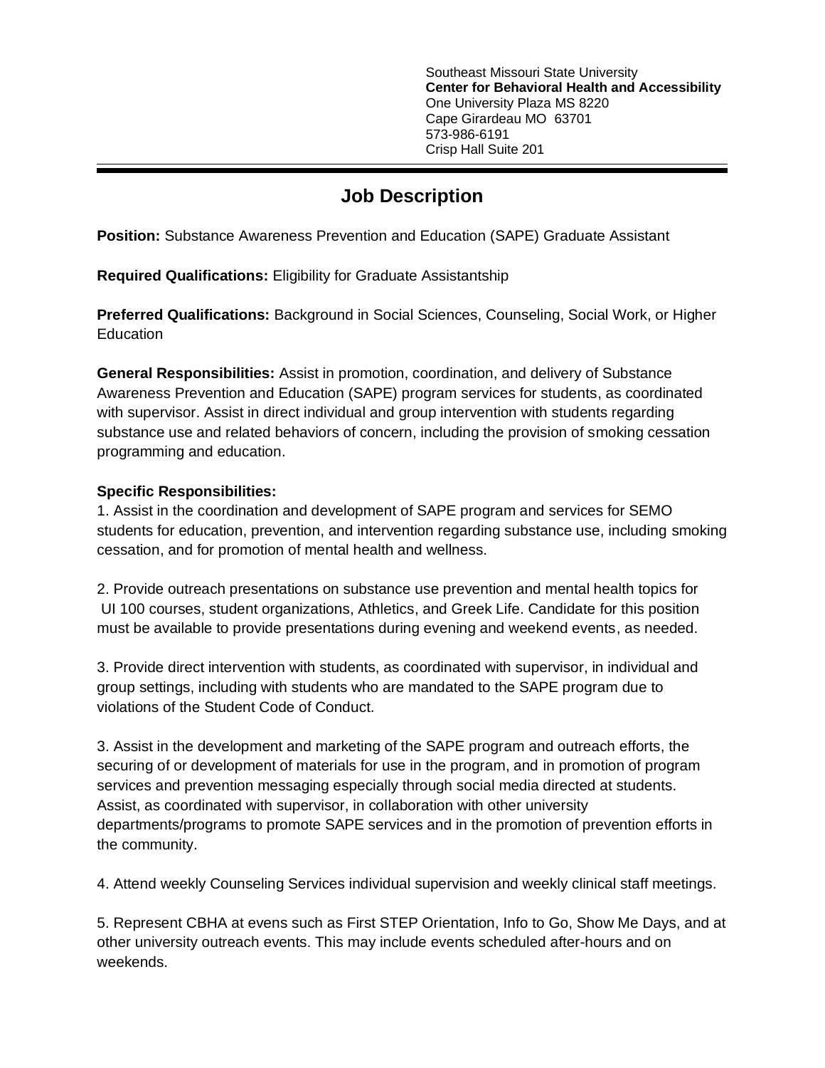Southeast Missouri State University
**Center for Behavioral Health and Accessibility**
One University Plaza MS 8220
Cape Girardeau MO 63701
573-986-6191
Crisp Hall Suite 201

---

# Job Description

**Position:** Substance Awareness Prevention and Education (SAPE) Graduate Assistant

**Required Qualifications:** Eligibility for Graduate Assistantship

**Preferred Qualifications:** Background in Social Sciences, Counseling, Social Work, or Higher Education

**General Responsibilities:** Assist in promotion, coordination, and delivery of Substance Awareness Prevention and Education (SAPE) program services for students, as coordinated with supervisor. Assist in direct individual and group intervention with students regarding substance use and related behaviors of concern, including the provision of smoking cessation programming and education.

**Specific Responsibilities:**

1. Assist in the coordination and development of SAPE program and services for SEMO students for education, prevention, and intervention regarding substance use, including smoking cessation, and for promotion of mental health and wellness.

2. Provide outreach presentations on substance use prevention and mental health topics for UI 100 courses, student organizations, Athletics, and Greek Life. Candidate for this position must be available to provide presentations during evening and weekend events, as needed.

3. Provide direct intervention with students, as coordinated with supervisor, in individual and group settings, including with students who are mandated to the SAPE program due to violations of the Student Code of Conduct.

3. Assist in the development and marketing of the SAPE program and outreach efforts, the securing of or development of materials for use in the program, and in promotion of program services and prevention messaging especially through social media directed at students. Assist, as coordinated with supervisor, in collaboration with other university departments/programs to promote SAPE services and in the promotion of prevention efforts in the community.

4. Attend weekly Counseling Services individual supervision and weekly clinical staff meetings.

5. Represent CBHA at evens such as First STEP Orientation, Info to Go, Show Me Days, and at other university outreach events. This may include events scheduled after-hours and on weekends.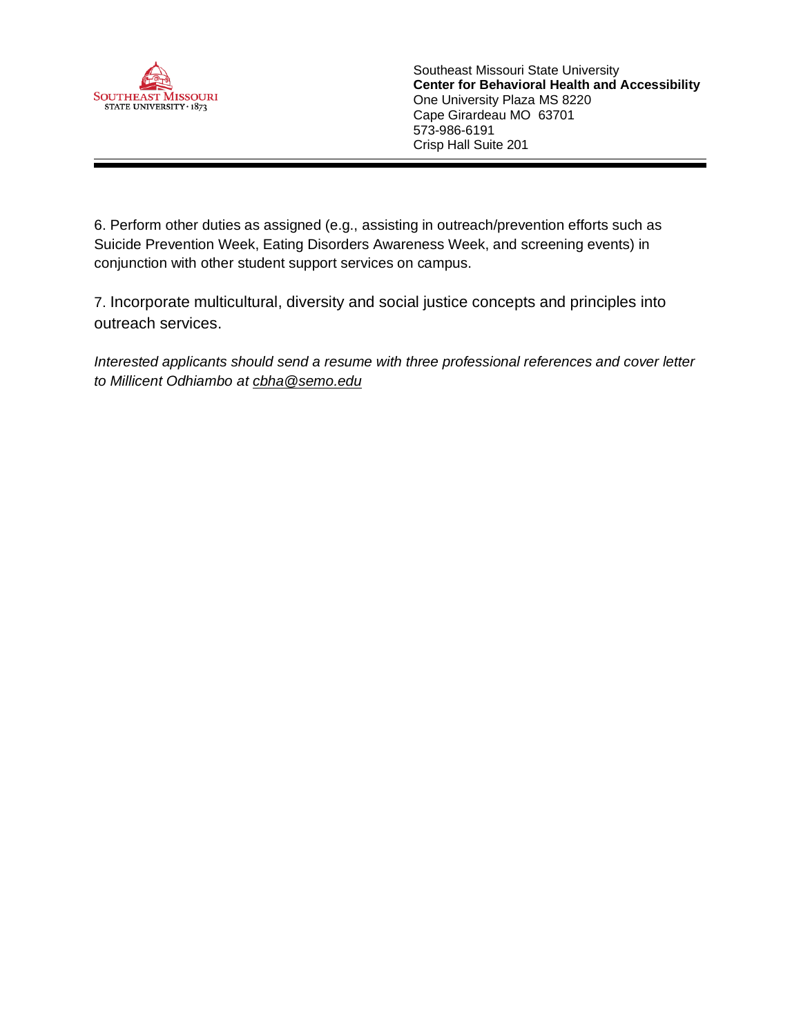Southeast Missouri State University
**Center for Behavioral Health and Accessibility**
One University Plaza MS 8220
Cape Girardeau MO 63701
573-986-6191
Crisp Hall Suite 201

6. Perform other duties as assigned (e.g., assisting in outreach/prevention efforts such as Suicide Prevention Week, Eating Disorders Awareness Week, and screening events) in conjunction with other student support services on campus.

7. Incorporate multicultural, diversity and social justice concepts and principles into outreach services.

*Interested applicants should send a resume with three professional references and cover letter to Millicent Odhiambo at cbha@semo.edu*